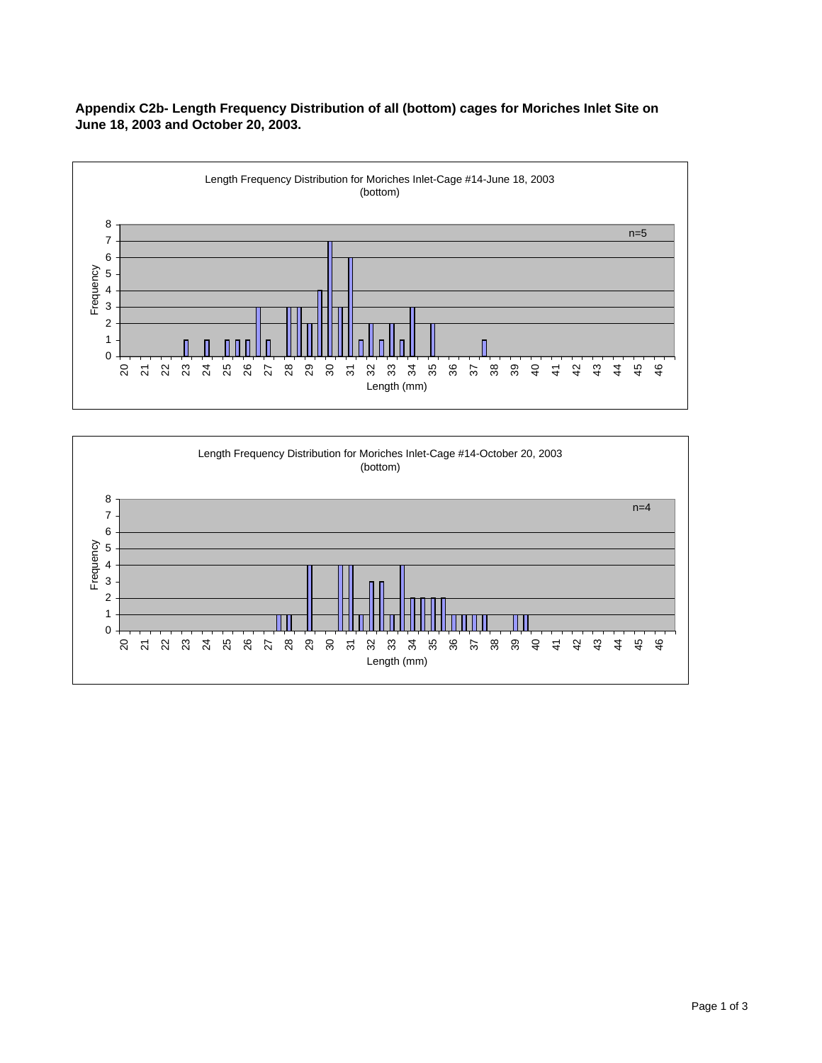**Appendix C2b- Length Frequency Distribution of all (bottom) cages for Moriches Inlet Site on June 18, 2003 and October 20, 2003.**

Length Frequency Distribution for Moriches Inlet-Cage #14-June 18, 2003 (bottom)

n=5

Frequency

Length (mm)

Length Frequency Distribution for Moriches Inlet-Cage #14-October 20, 2003 (bottom)

n=4

Frequency

Length (mm)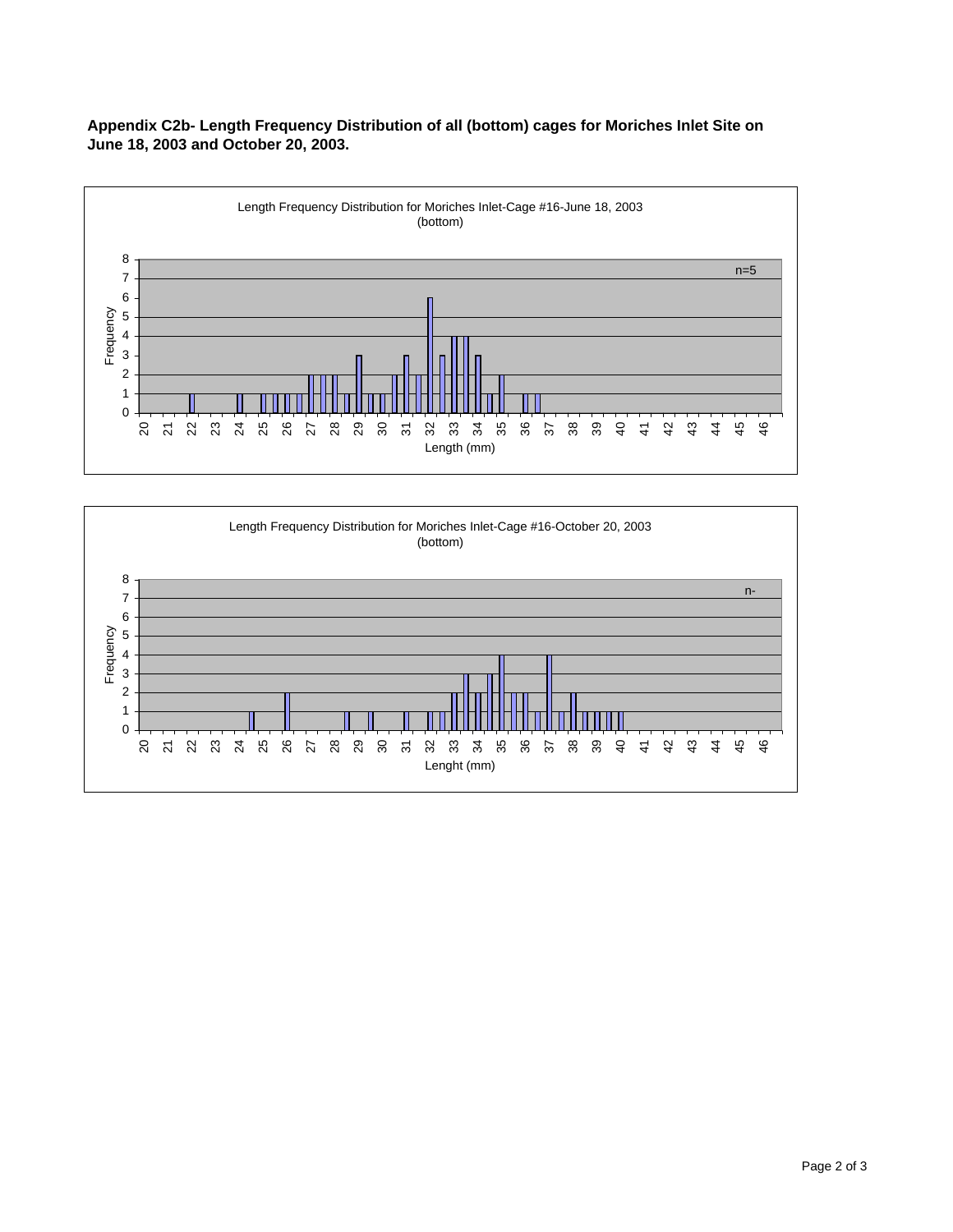**Appendix C2b- Length Frequency Distribution of all (bottom) cages for Moriches Inlet Site on June 18, 2003 and October 20, 2003.**

Length Frequency Distribution for Moriches Inlet-Cage #16-June 18, 2003 (bottom)

n=5

Frequency

Length (mm)

Length Frequency Distribution for Moriches Inlet-Cage #16-October 20, 2003 (bottom)

n-

Frequency

Lenght (mm)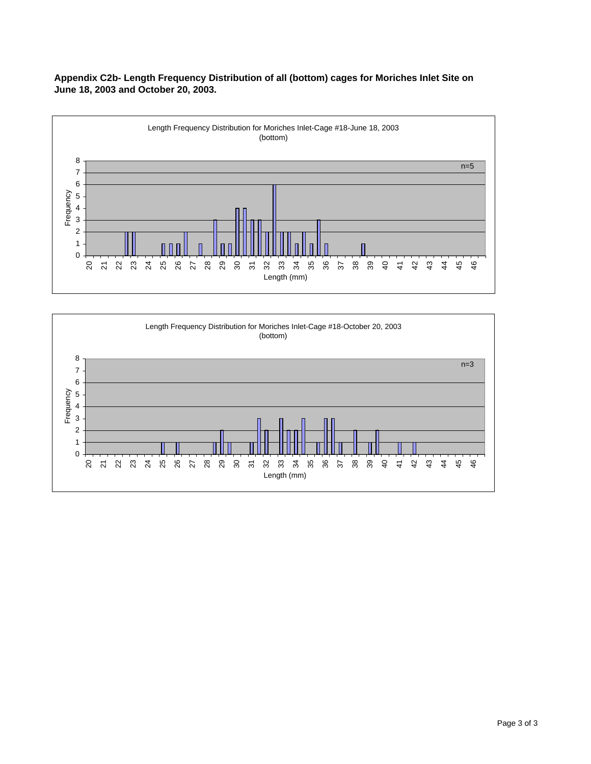**Appendix C2b- Length Frequency Distribution of all (bottom) cages for Moriches Inlet Site on June 18, 2003 and October 20, 2003.**

Length Frequency Distribution for Moriches Inlet-Cage #18-June 18, 2003
(bottom)

n=5

Frequency

0
1
2
3
4
5
6
7
8

20 21 22 23 24 25 26 27 28 29 30 31 32 33 34 35 36 37 38 39 40 41 42 43 44 45 46

Length (mm)

Length Frequency Distribution for Moriches Inlet-Cage #18-October 20, 2003
(bottom)

n=3

Frequency

0
1
2
3
4
5
6
7
8

20 21 22 23 24 25 26 27 28 29 30 31 32 33 34 35 36 37 38 39 40 41 42 43 44 45 46

Length (mm)